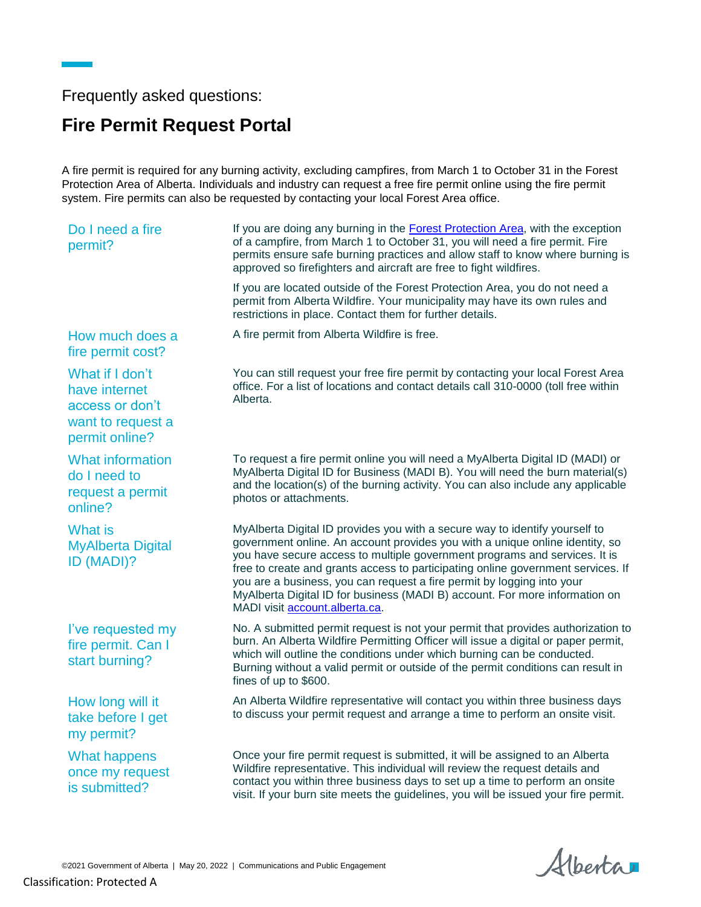Frequently asked questions:

# Fire Permit Request Portal

A fire permit is required for any burning activity, excluding campfires, from March 1 to October 31 in the Forest Protection Area of Alberta. Individuals and industry can request a free fire permit online using the fire permit system. Fire permits can also be requested by contacting your local Forest Area office.

### Do I need a fire permit?

If you are doing any burning in the [Forest Protection Area](), with the exception of a campfire, from March 1 to October 31, you will need a fire permit. Fire permits ensure safe burning practices and allow staff to know where burning is approved so firefighters and aircraft are free to fight wildfires.

If you are located outside of the Forest Protection Area, you do not need a permit from Alberta Wildfire. Your municipality may have its own rules and restrictions in place. Contact them for further details.

### How much does a fire permit cost?

A fire permit from Alberta Wildfire is free.

### What if I don't have internet access or don't want to request a permit online?

You can still request your free fire permit by contacting your local Forest Area office. For a list of locations and contact details call 310-0000 (toll free within Alberta.

### What information do I need to request a permit online?

To request a fire permit online you will need a MyAlberta Digital ID (MADI) or MyAlberta Digital ID for Business (MADI B). You will need the burn material(s) and the location(s) of the burning activity. You can also include any applicable photos or attachments.

### What is MyAlberta Digital ID (MADI)?

MyAlberta Digital ID provides you with a secure way to identify yourself to government online. An account provides you with a unique online identity, so you have secure access to multiple government programs and services. It is free to create and grants access to participating online government services. If you are a business, you can request a fire permit by logging into your MyAlberta Digital ID for business (MADI B) account. For more information on MADI visit [account.alberta.ca]().

### I've requested my fire permit. Can I start burning?

No. A submitted permit request is not your permit that provides authorization to burn. An Alberta Wildfire Permitting Officer will issue a digital or paper permit, which will outline the conditions under which burning can be conducted. Burning without a valid permit or outside of the permit conditions can result in fines of up to $600.

### How long will it take before I get my permit?

An Alberta Wildfire representative will contact you within three business days to discuss your permit request and arrange a time to perform an onsite visit.

### What happens once my request is submitted?

Once your fire permit request is submitted, it will be assigned to an Alberta Wildfire representative. This individual will review the request details and contact you within three business days to set up a time to perform an onsite visit. If your burn site meets the guidelines, you will be issued your fire permit.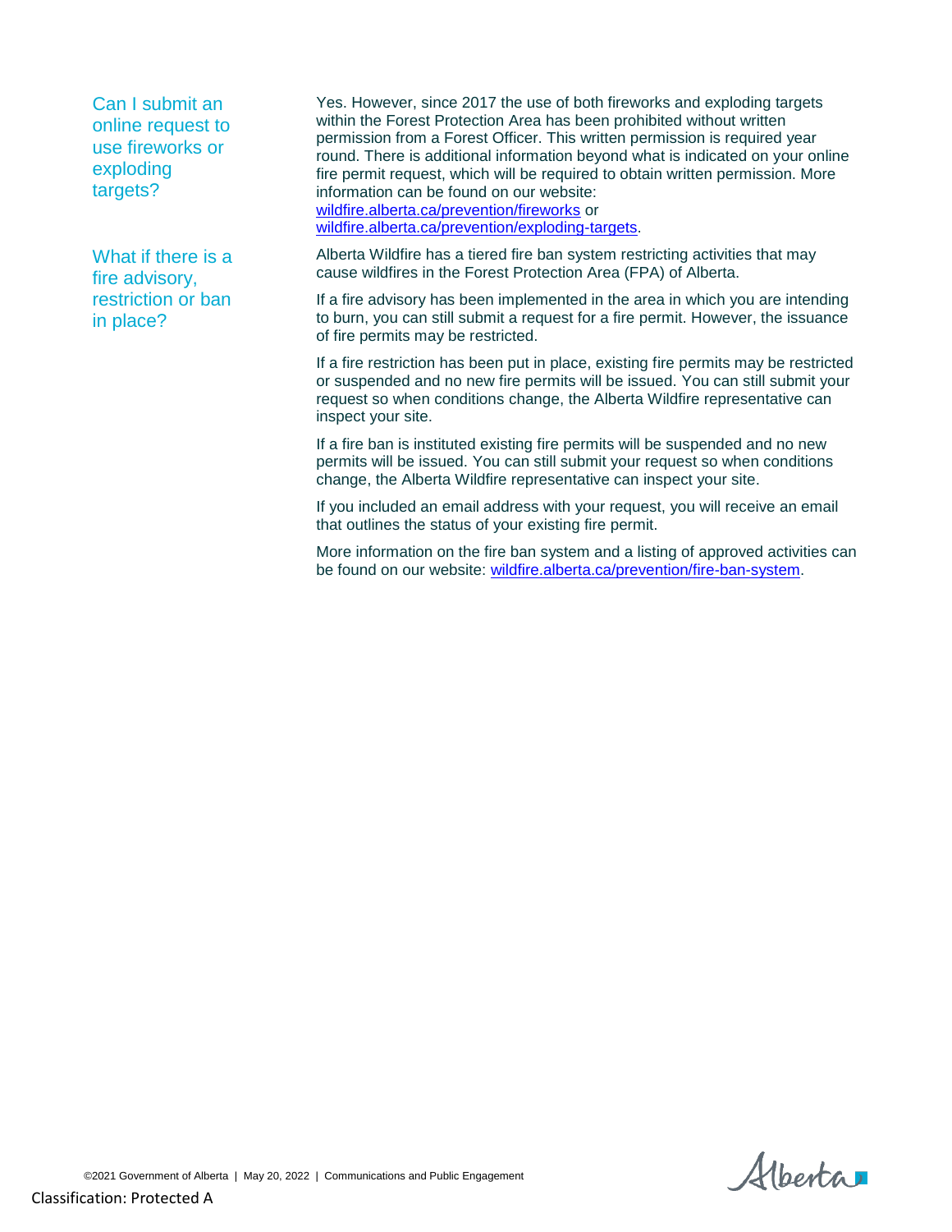### Can I submit an online request to use fireworks or exploding targets?

Yes. However, since 2017 the use of both fireworks and exploding targets within the Forest Protection Area has been prohibited without written permission from a Forest Officer. This written permission is required year round. There is additional information beyond what is indicated on your online fire permit request, which will be required to obtain written permission. More information can be found on our website: wildfire.alberta.ca/prevention/fireworks or wildfire.alberta.ca/prevention/exploding-targets.

### What if there is a fire advisory, restriction or ban in place?

Alberta Wildfire has a tiered fire ban system restricting activities that may cause wildfires in the Forest Protection Area (FPA) of Alberta.

If a fire advisory has been implemented in the area in which you are intending to burn, you can still submit a request for a fire permit. However, the issuance of fire permits may be restricted.

If a fire restriction has been put in place, existing fire permits may be restricted or suspended and no new fire permits will be issued. You can still submit your request so when conditions change, the Alberta Wildfire representative can inspect your site.

If a fire ban is instituted existing fire permits will be suspended and no new permits will be issued. You can still submit your request so when conditions change, the Alberta Wildfire representative can inspect your site.

If you included an email address with your request, you will receive an email that outlines the status of your existing fire permit.

More information on the fire ban system and a listing of approved activities can be found on our website: wildfire.alberta.ca/prevention/fire-ban-system.